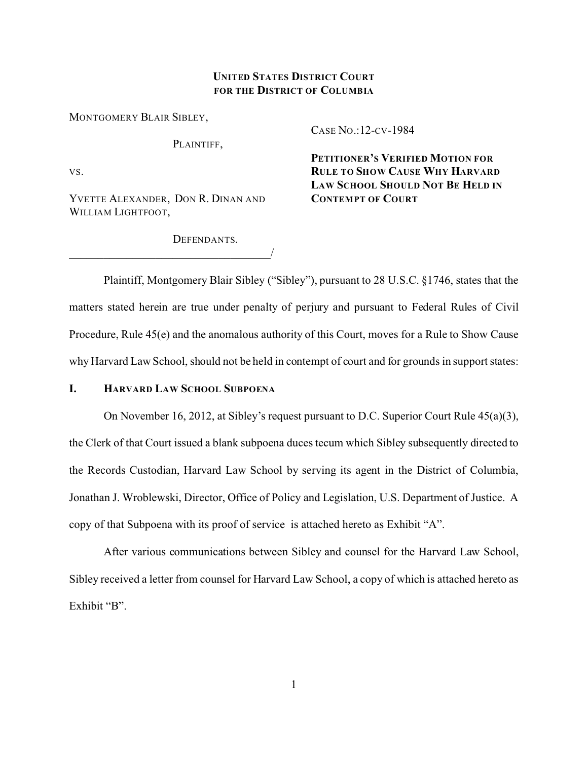**UNITED STATES DISTRICT COURT**
**FOR THE DISTRICT OF COLUMBIA**

MONTGOMERY BLAIR SIBLEY,

PLAINTIFF,

VS.

YVETTE ALEXANDER, DON R. DINAN AND WILLIAM LIGHTFOOT,

DEFENDANTS.
_____________________________________/

CASE NO.:12-CV-1984

**PETITIONER'S VERIFIED MOTION FOR RULE TO SHOW CAUSE WHY HARVARD LAW SCHOOL SHOULD NOT BE HELD IN CONTEMPT OF COURT**

Plaintiff, Montgomery Blair Sibley ("Sibley"), pursuant to 28 U.S.C. §1746, states that the matters stated herein are true under penalty of perjury and pursuant to Federal Rules of Civil Procedure, Rule 45(e) and the anomalous authority of this Court, moves for a Rule to Show Cause why Harvard Law School, should not be held in contempt of court and for grounds in support states:

## I. HARVARD LAW SCHOOL SUBPOENA

On November 16, 2012, at Sibley's request pursuant to D.C. Superior Court Rule 45(a)(3), the Clerk of that Court issued a blank subpoena duces tecum which Sibley subsequently directed to the Records Custodian, Harvard Law School by serving its agent in the District of Columbia, Jonathan J. Wroblewski, Director, Office of Policy and Legislation, U.S. Department of Justice. A copy of that Subpoena with its proof of service is attached hereto as Exhibit "A".

After various communications between Sibley and counsel for the Harvard Law School, Sibley received a letter from counsel for Harvard Law School, a copy of which is attached hereto as Exhibit "B".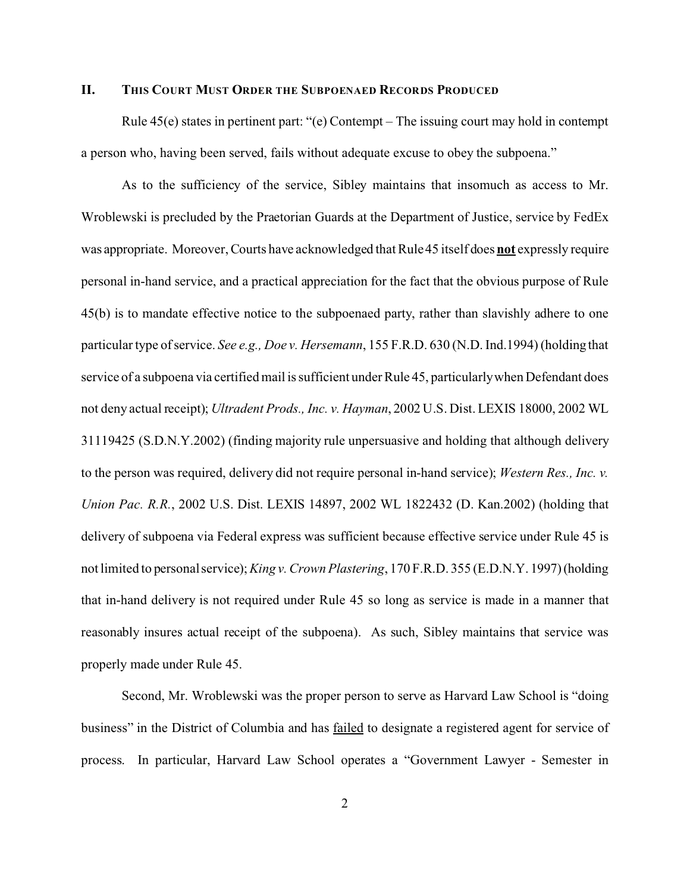## II. This Court Must Order the Subpoenaed Records Produced

Rule 45(e) states in pertinent part: "(e) Contempt – The issuing court may hold in contempt a person who, having been served, fails without adequate excuse to obey the subpoena."

As to the sufficiency of the service, Sibley maintains that insomuch as access to Mr. Wroblewski is precluded by the Praetorian Guards at the Department of Justice, service by FedEx was appropriate. Moreover, Courts have acknowledged that Rule 45 itself does **not** expressly require personal in-hand service, and a practical appreciation for the fact that the obvious purpose of Rule 45(b) is to mandate effective notice to the subpoenaed party, rather than slavishly adhere to one particular type of service. *See e.g., Doe v. Hersemann*, 155 F.R.D. 630 (N.D. Ind.1994) (holding that service of a subpoena via certified mail is sufficient under Rule 45, particularly when Defendant does not deny actual receipt); *Ultradent Prods., Inc. v. Hayman*, 2002 U.S. Dist. LEXIS 18000, 2002 WL 31119425 (S.D.N.Y.2002) (finding majority rule unpersuasive and holding that although delivery to the person was required, delivery did not require personal in-hand service); *Western Res., Inc. v. Union Pac. R.R.*, 2002 U.S. Dist. LEXIS 14897, 2002 WL 1822432 (D. Kan.2002) (holding that delivery of subpoena via Federal express was sufficient because effective service under Rule 45 is not limited to personal service); *King v. Crown Plastering*, 170 F.R.D. 355 (E.D.N.Y. 1997) (holding that in-hand delivery is not required under Rule 45 so long as service is made in a manner that reasonably insures actual receipt of the subpoena). As such, Sibley maintains that service was properly made under Rule 45.

Second, Mr. Wroblewski was the proper person to serve as Harvard Law School is "doing business" in the District of Columbia and has <u>failed</u> to designate a registered agent for service of process. In particular, Harvard Law School operates a "Government Lawyer - Semester in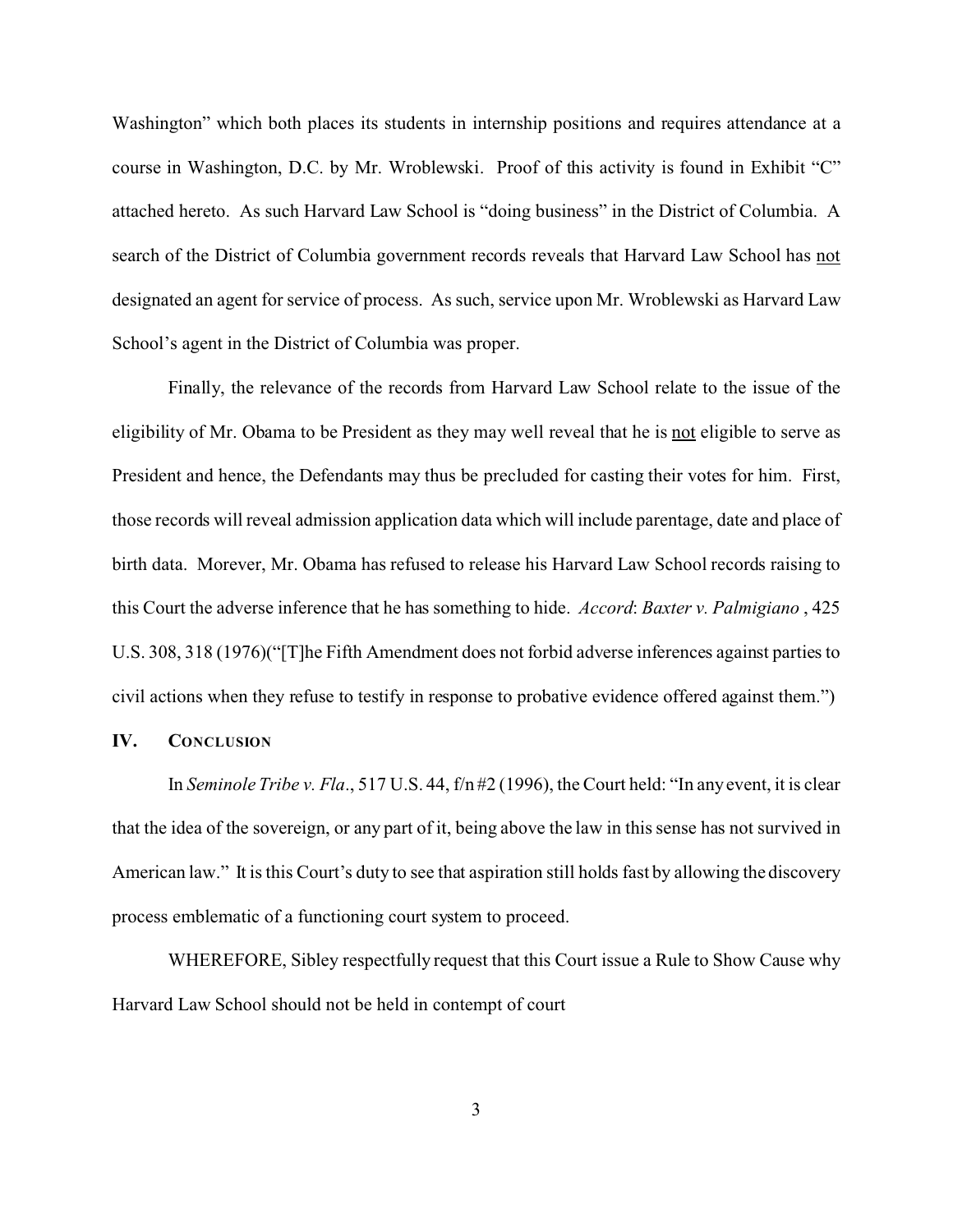Washington" which both places its students in internship positions and requires attendance at a course in Washington, D.C. by Mr. Wroblewski. Proof of this activity is found in Exhibit "C" attached hereto. As such Harvard Law School is "doing business" in the District of Columbia. A search of the District of Columbia government records reveals that Harvard Law School has <u>not</u> designated an agent for service of process. As such, service upon Mr. Wroblewski as Harvard Law School's agent in the District of Columbia was proper.

Finally, the relevance of the records from Harvard Law School relate to the issue of the eligibility of Mr. Obama to be President as they may well reveal that he is <u>not</u> eligible to serve as President and hence, the Defendants may thus be precluded for casting their votes for him. First, those records will reveal admission application data which will include parentage, date and place of birth data. Morever, Mr. Obama has refused to release his Harvard Law School records raising to this Court the adverse inference that he has something to hide. *Accord*: *Baxter v. Palmigiano* , 425 U.S. 308, 318 (1976)("[T]he Fifth Amendment does not forbid adverse inferences against parties to civil actions when they refuse to testify in response to probative evidence offered against them.")

## IV. CONCLUSION

In *Seminole Tribe v. Fla*., 517 U.S. 44, f/n #2 (1996), the Court held: "In any event, it is clear that the idea of the sovereign, or any part of it, being above the law in this sense has not survived in American law." It is this Court's duty to see that aspiration still holds fast by allowing the discovery process emblematic of a functioning court system to proceed.

WHEREFORE, Sibley respectfully request that this Court issue a Rule to Show Cause why Harvard Law School should not be held in contempt of court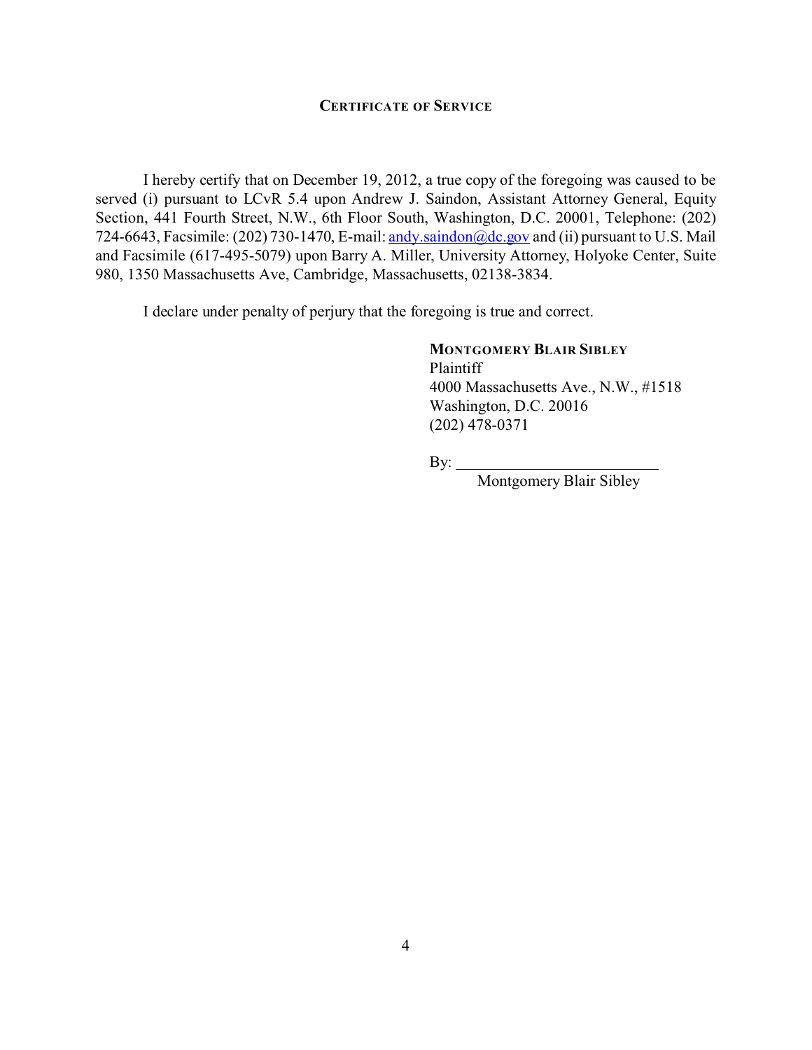**CERTIFICATE OF SERVICE**

I hereby certify that on December 19, 2012, a true copy of the foregoing was caused to be served (i) pursuant to LCvR 5.4 upon Andrew J. Saindon, Assistant Attorney General, Equity Section, 441 Fourth Street, N.W., 6th Floor South, Washington, D.C. 20001, Telephone: (202) 724-6643, Facsimile: (202) 730-1470, E-mail: andy.saindon@dc.gov and (ii) pursuant to U.S. Mail and Facsimile (617-495-5079) upon Barry A. Miller, University Attorney, Holyoke Center, Suite 980, 1350 Massachusetts Ave, Cambridge, Massachusetts, 02138-3834.

I declare under penalty of perjury that the foregoing is true and correct.

**MONTGOMERY BLAIR SIBLEY**
Plaintiff
4000 Massachusetts Ave., N.W., #1518
Washington, D.C. 20016
(202) 478-0371

By: ___________________________
Montgomery Blair Sibley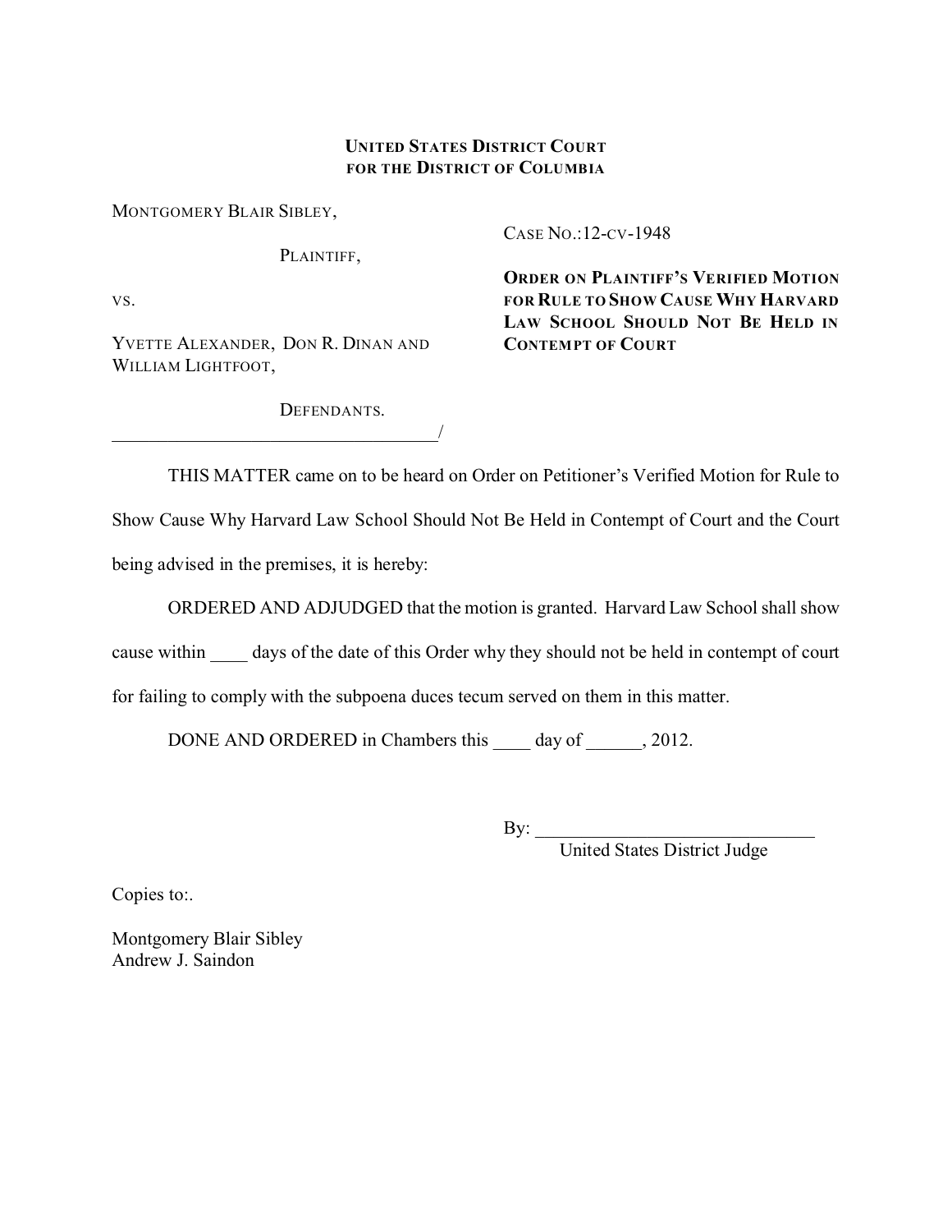**UNITED STATES DISTRICT COURT**
**FOR THE DISTRICT OF COLUMBIA**

MONTGOMERY BLAIR SIBLEY,

PLAINTIFF,

VS.

YVETTE ALEXANDER, DON R. DINAN AND WILLIAM LIGHTFOOT,

DEFENDANTS.
____________________________________/

CASE NO.:12-CV-1948

**ORDER ON PLAINTIFF'S VERIFIED MOTION FOR RULE TO SHOW CAUSE WHY HARVARD LAW SCHOOL SHOULD NOT BE HELD IN CONTEMPT OF COURT**

THIS MATTER came on to be heard on Order on Petitioner's Verified Motion for Rule to Show Cause Why Harvard Law School Should Not Be Held in Contempt of Court and the Court being advised in the premises, it is hereby:

ORDERED AND ADJUDGED that the motion is granted. Harvard Law School shall show cause within ____ days of the date of this Order why they should not be held in contempt of court for failing to comply with the subpoena duces tecum served on them in this matter.

DONE AND ORDERED in Chambers this ____ day of ______, 2012.

By: ______________________________
United States District Judge

Copies to:.

Montgomery Blair Sibley
Andrew J. Saindon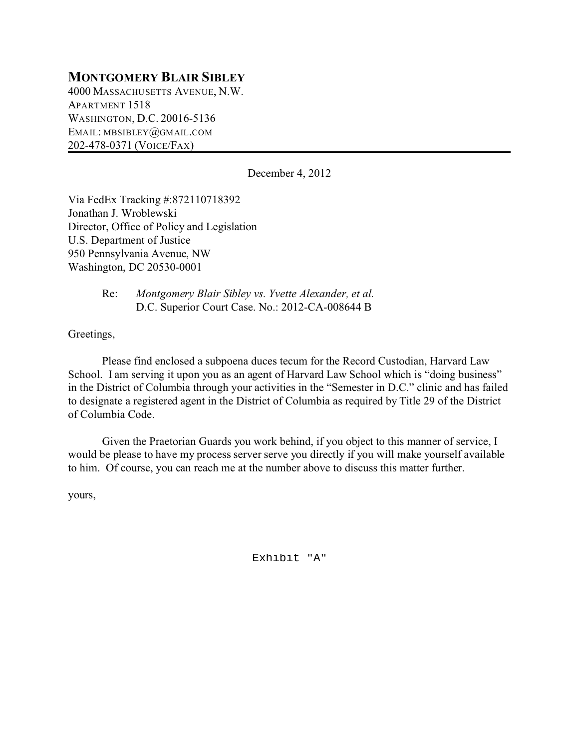**MONTGOMERY BLAIR SIBLEY**
4000 MASSACHUSETTS AVENUE, N.W.
APARTMENT 1518
WASHINGTON, D.C. 20016-5136
EMAIL: MBSIBLEY@GMAIL.COM
202-478-0371 (VOICE/FAX)

---

December 4, 2012

Via FedEx Tracking #:872110718392
Jonathan J. Wroblewski
Director, Office of Policy and Legislation
U.S. Department of Justice
950 Pennsylvania Avenue, NW
Washington, DC 20530-0001

Re: *Montgomery Blair Sibley vs. Yvette Alexander, et al.*
D.C. Superior Court Case. No.: 2012-CA-008644 B

Greetings,

Please find enclosed a subpoena duces tecum for the Record Custodian, Harvard Law School. I am serving it upon you as an agent of Harvard Law School which is "doing business" in the District of Columbia through your activities in the "Semester in D.C." clinic and has failed to designate a registered agent in the District of Columbia as required by Title 29 of the District of Columbia Code.

Given the Praetorian Guards you work behind, if you object to this manner of service, I would be please to have my process server serve you directly if you will make yourself available to him. Of course, you can reach me at the number above to discuss this matter further.

yours,

Exhibit "A"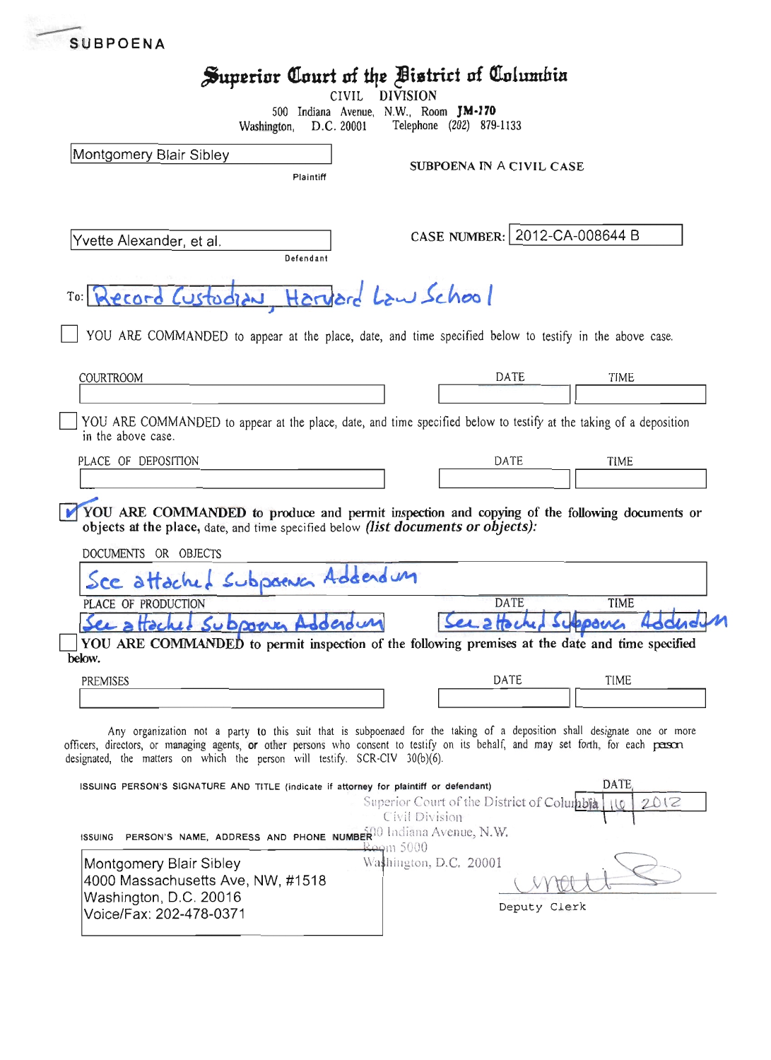SUBPOENA

# Superior Court of the District of Columbia

CIVIL DIVISION
500 Indiana Avenue, N.W., Room JM-170
Washington, D.C. 20001 Telephone (202) 879-1133

Montgomery Blair Sibley
Plaintiff

**SUBPOENA IN A CIVIL CASE**

Yvette Alexander, et al.
Defendant

CASE NUMBER: 2012-CA-008644 B

To: Record Custodian, Harvard Law School

☐ YOU ARE COMMANDED to appear at the place, date, and time specified below to testify in the above case.

| COURTROOM | DATE | TIME |
| --- | --- | --- |
| | | |

☐ YOU ARE COMMANDED to appear at the place, date, and time specified below to testify at the taking of a deposition in the above case.

| PLACE OF DEPOSITION | DATE | TIME |
| --- | --- | --- |
| | | |

☑ **YOU ARE COMMANDED to produce and permit inspection and copying of the following documents or objects at the place,** date, and time specified below *(list documents or objects):*

DOCUMENTS OR OBJECTS

See attached Subpoena Addendum

| PLACE OF PRODUCTION | DATE | TIME |
| --- | --- | --- |
| See attached Subpoena Addendum | See attached Subpoena Addendum | |

☐ **YOU ARE COMMANDED to permit inspection of the following premises at the date and time specified below.**

| PREMISES | DATE | TIME |
| --- | --- | --- |
| | | |

Any organization not a party to this suit that is subpoenaed for the taking of a deposition shall designate one or more officers, directors, or managing agents, **or** other persons who consent to testify on its behalf, and may set forth, for each person designated, the matters on which the person will testify. SCR-CIV 30(b)(6).

ISSUING PERSON'S SIGNATURE AND TITLE (indicate if attorney for plaintiff or defendant)

DATE: 11 | 16 | 2012

Superior Court of the District of Columbia
Civil Division
500 Indiana Avenue, N.W.
Room 5000
Washington, D.C. 20001

ISSUING PERSON'S NAME, ADDRESS AND PHONE NUMBER

Montgomery Blair Sibley
4000 Massachusetts Ave, NW, #1518
Washington, D.C. 20016
Voice/Fax: 202-478-0371

Deputy Clerk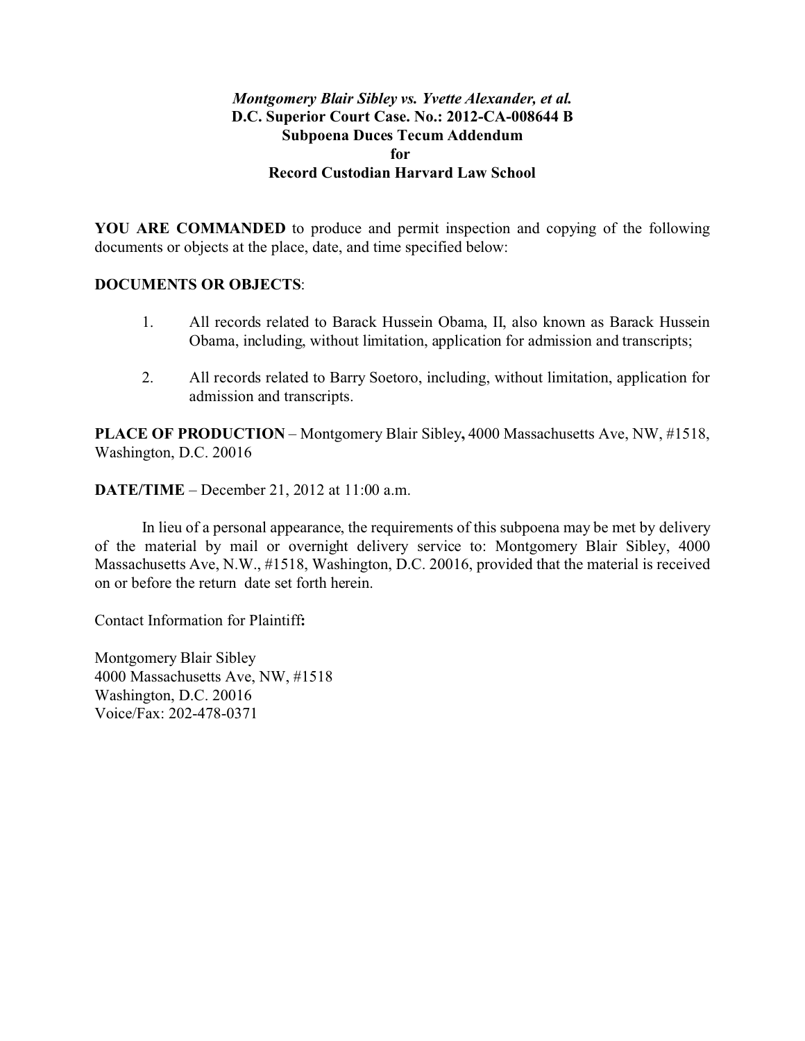***Montgomery Blair Sibley vs. Yvette Alexander, et al.***
**D.C. Superior Court Case. No.: 2012-CA-008644 B**
**Subpoena Duces Tecum Addendum**
**for**
**Record Custodian Harvard Law School**

**YOU ARE COMMANDED** to produce and permit inspection and copying of the following documents or objects at the place, date, and time specified below:

**DOCUMENTS OR OBJECTS**:

1. All records related to Barack Hussein Obama, II, also known as Barack Hussein Obama, including, without limitation, application for admission and transcripts;

2. All records related to Barry Soetoro, including, without limitation, application for admission and transcripts.

**PLACE OF PRODUCTION** – Montgomery Blair Sibley**,** 4000 Massachusetts Ave, NW, #1518, Washington, D.C. 20016

**DATE/TIME** – December 21, 2012 at 11:00 a.m.

In lieu of a personal appearance, the requirements of this subpoena may be met by delivery of the material by mail or overnight delivery service to: Montgomery Blair Sibley, 4000 Massachusetts Ave, N.W., #1518, Washington, D.C. 20016, provided that the material is received on or before the return date set forth herein.

Contact Information for Plaintiff**:**

Montgomery Blair Sibley
4000 Massachusetts Ave, NW, #1518
Washington, D.C. 20016
Voice/Fax: 202-478-0371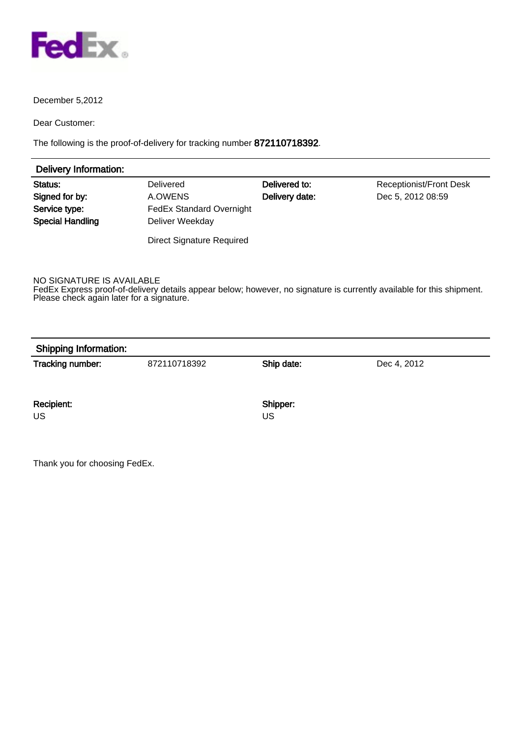FedEx

December 5,2012

Dear Customer:

The following is the proof-of-delivery for tracking number **872110718392**.

## Delivery Information:

| | | | |
|---|---|---|---|
| **Status:** | Delivered | **Delivered to:** | Receptionist/Front Desk |
| **Signed for by:** | A.OWENS | **Delivery date:** | Dec 5, 2012 08:59 |
| **Service type:** | FedEx Standard Overnight | | |
| **Special Handling** | Deliver Weekday | | |
| | Direct Signature Required | | |

NO SIGNATURE IS AVAILABLE
FedEx Express proof-of-delivery details appear below; however, no signature is currently available for this shipment. Please check again later for a signature.

## Shipping Information:

| | | | |
|---|---|---|---|
| **Tracking number:** | 872110718392 | **Ship date:** | Dec 4, 2012 |

**Recipient:**
US

**Shipper:**
US

Thank you for choosing FedEx.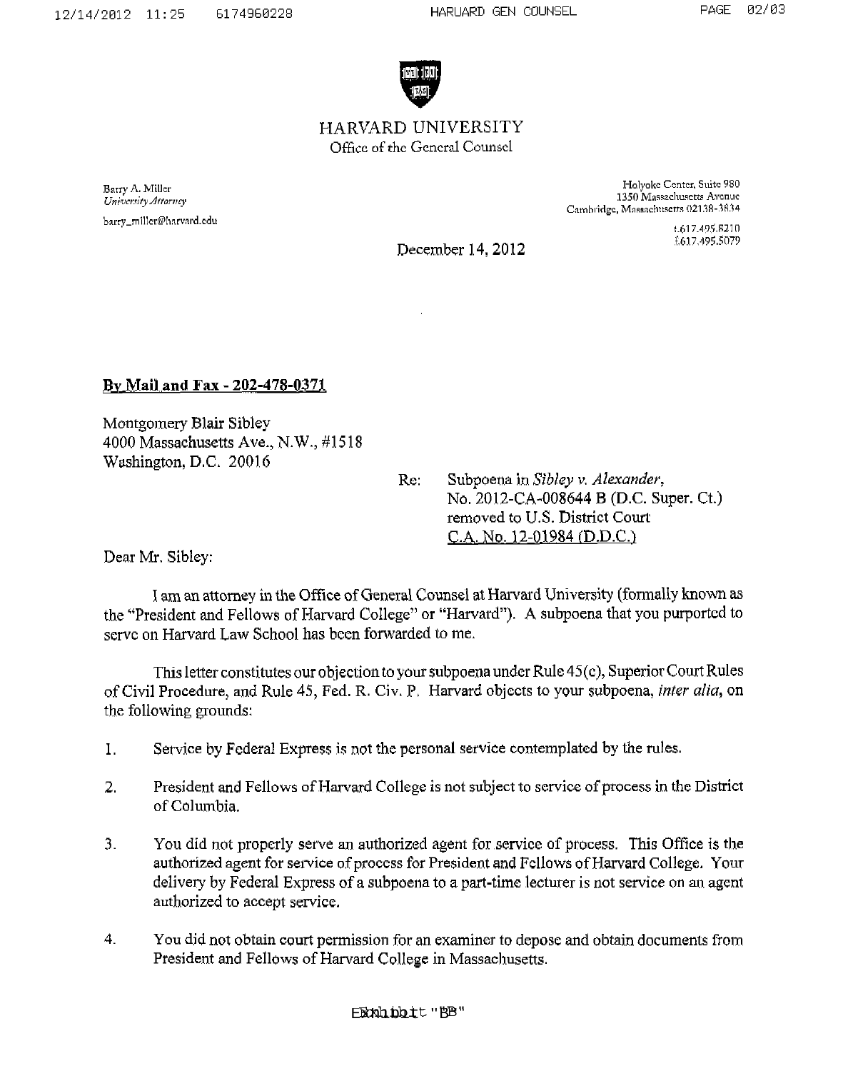# HARVARD UNIVERSITY

Office of the General Counsel

Barry A. Miller
*University Attorney*
barry_miller@harvard.edu

Holyoke Center, Suite 980
1350 Massachusetts Avenue
Cambridge, Massachusetts 02138-3834

t.617.495.8210
f.617.495.5079

December 14, 2012

**By Mail and Fax - 202-478-0371**

Montgomery Blair Sibley
4000 Massachusetts Ave., N.W., #1518
Washington, D.C. 20016

Re: Subpoena in *Sibley v. Alexander*,
No. 2012-CA-008644 B (D.C. Super. Ct.)
removed to U.S. District Court
C.A. No. 12-01984 (D.D.C.)

Dear Mr. Sibley:

I am an attorney in the Office of General Counsel at Harvard University (formally known as the "President and Fellows of Harvard College" or "Harvard"). A subpoena that you purported to serve on Harvard Law School has been forwarded to me.

This letter constitutes our objection to your subpoena under Rule 45(c), Superior Court Rules of Civil Procedure, and Rule 45, Fed. R. Civ. P. Harvard objects to your subpoena, *inter alia*, on the following grounds:

1. Service by Federal Express is not the personal service contemplated by the rules.
2. President and Fellows of Harvard College is not subject to service of process in the District of Columbia.
3. You did not properly serve an authorized agent for service of process. This Office is the authorized agent for service of process for President and Fellows of Harvard College. Your delivery by Federal Express of a subpoena to a part-time lecturer is not service on an agent authorized to accept service.
4. You did not obtain court permission for an examiner to depose and obtain documents from President and Fellows of Harvard College in Massachusetts.

Exhibit "B"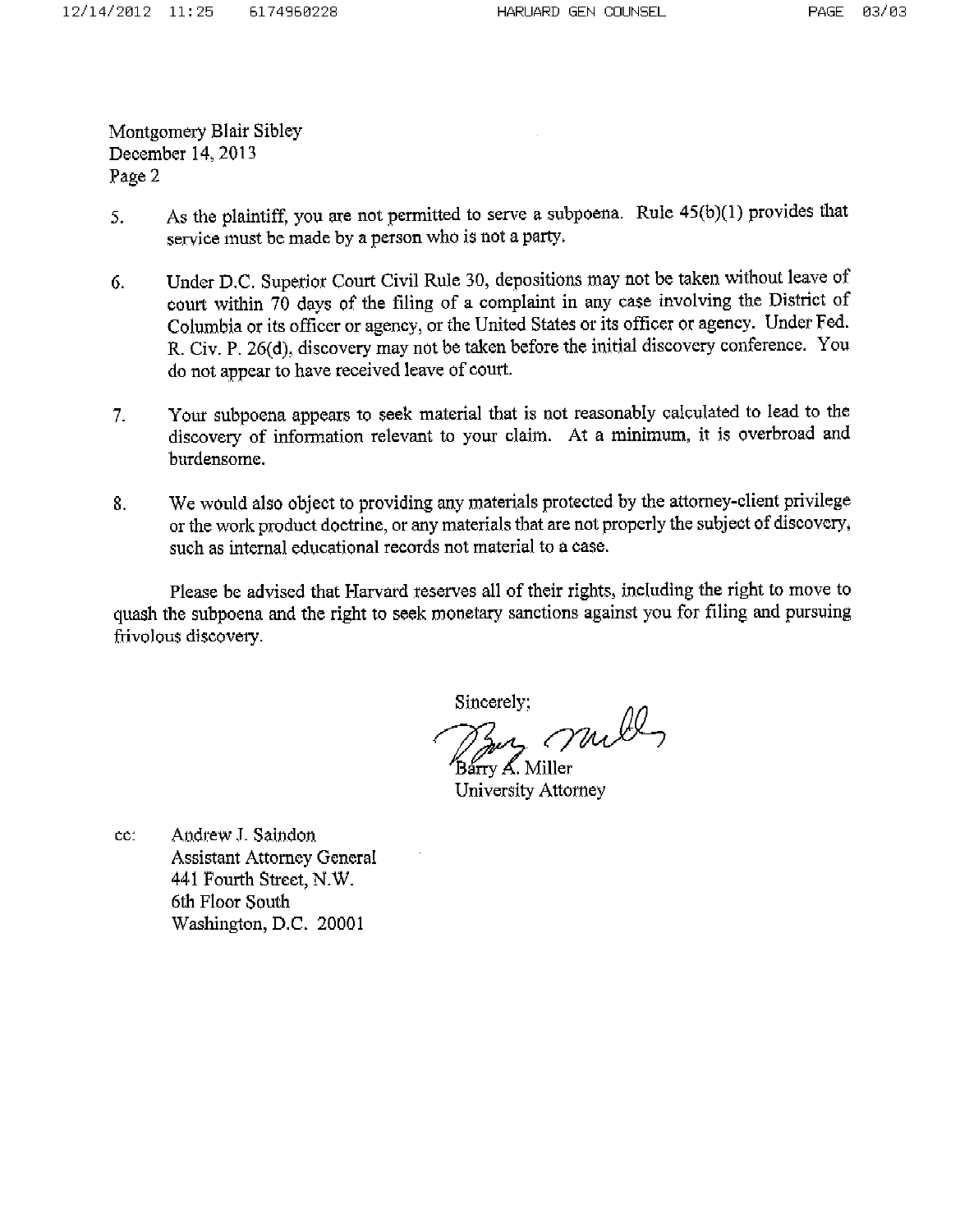Montgomery Blair Sibley
December 14, 2013
Page 2

5. As the plaintiff, you are not permitted to serve a subpoena. Rule 45(b)(1) provides that service must be made by a person who is not a party.

6. Under D.C. Superior Court Civil Rule 30, depositions may not be taken without leave of court within 70 days of the filing of a complaint in any case involving the District of Columbia or its officer or agency, or the United States or its officer or agency. Under Fed. R. Civ. P. 26(d), discovery may not be taken before the initial discovery conference. You do not appear to have received leave of court.

7. Your subpoena appears to seek material that is not reasonably calculated to lead to the discovery of information relevant to your claim. At a minimum, it is overbroad and burdensome.

8. We would also object to providing any materials protected by the attorney-client privilege or the work product doctrine, or any materials that are not properly the subject of discovery, such as internal educational records not material to a case.

Please be advised that Harvard reserves all of their rights, including the right to move to quash the subpoena and the right to seek monetary sanctions against you for filing and pursuing frivolous discovery.

Sincerely;

Barry A. Miller
University Attorney

cc: Andrew J. Saindon
Assistant Attorney General
441 Fourth Street, N.W.
6th Floor South
Washington, D.C. 20001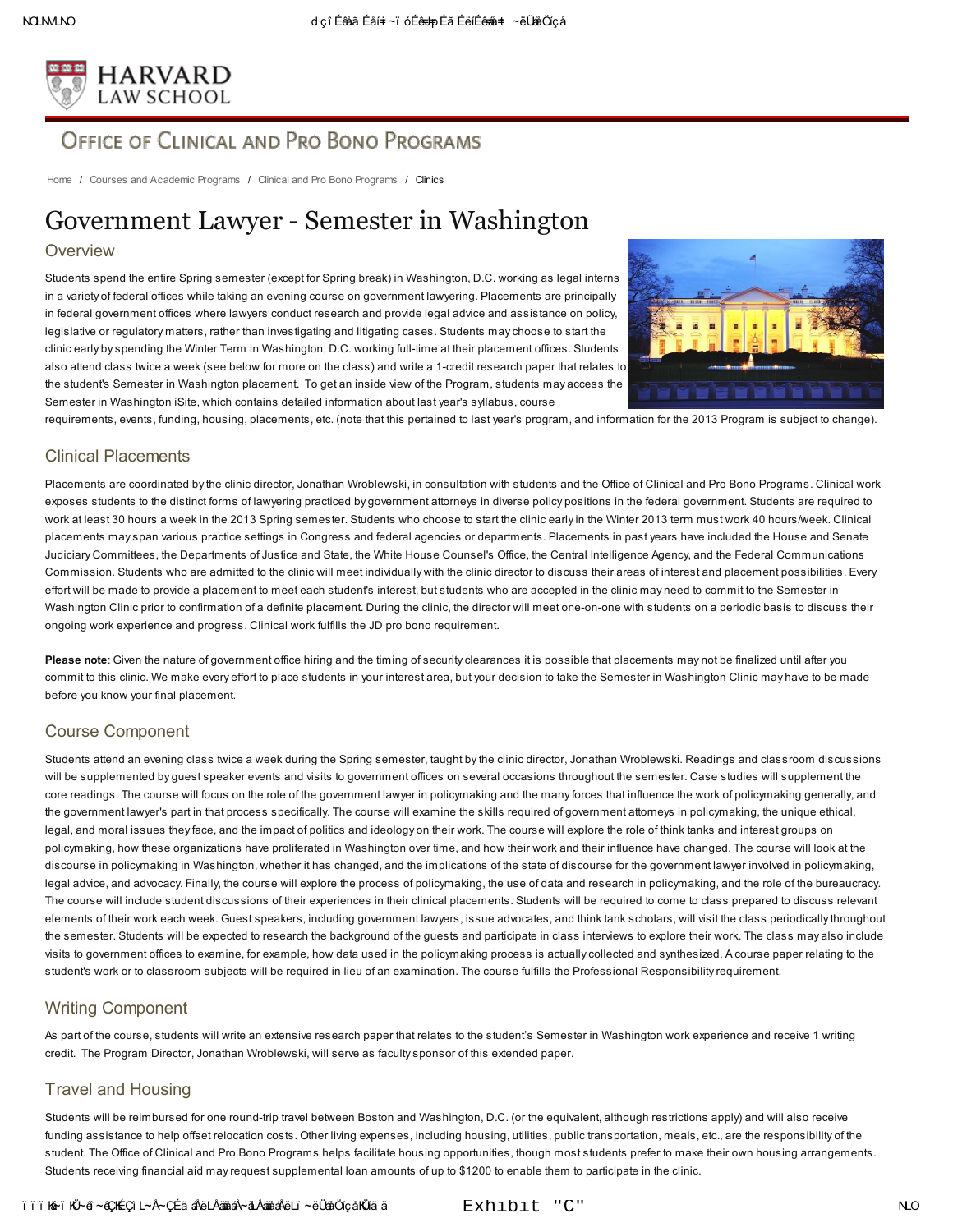HARVARD LAW SCHOOL

## Office of Clinical and Pro Bono Programs

Home / Courses and Academic Programs / Clinical and Pro Bono Programs / Clinics

# Government Lawyer - Semester in Washington

## Overview

Students spend the entire Spring semester (except for Spring break) in Washington, D.C. working as legal interns in a variety of federal offices while taking an evening course on government lawyering. Placements are principally in federal government offices where lawyers conduct research and provide legal advice and assistance on policy, legislative or regulatory matters, rather than investigating and litigating cases. Students may choose to start the clinic early by spending the Winter Term in Washington, D.C. working full-time at their placement offices. Students also attend class twice a week (see below for more on the class) and write a 1-credit research paper that relates to the student's Semester in Washington placement. To get an inside view of the Program, students may access the Semester in Washington iSite, which contains detailed information about last year's syllabus, course requirements, events, funding, housing, placements, etc. (note that this pertained to last year's program, and information for the 2013 Program is subject to change).

## Clinical Placements

Placements are coordinated by the clinic director, Jonathan Wroblewski, in consultation with students and the Office of Clinical and Pro Bono Programs. Clinical work exposes students to the distinct forms of lawyering practiced by government attorneys in diverse policy positions in the federal government. Students are required to work at least 30 hours a week in the 2013 Spring semester. Students who choose to start the clinic early in the Winter 2013 term must work 40 hours/week. Clinical placements may span various practice settings in Congress and federal agencies or departments. Placements in past years have included the House and Senate Judiciary Committees, the Departments of Justice and State, the White House Counsel's Office, the Central Intelligence Agency, and the Federal Communications Commission. Students who are admitted to the clinic will meet individually with the clinic director to discuss their areas of interest and placement possibilities. Every effort will be made to provide a placement to meet each student's interest, but students who are accepted in the clinic may need to commit to the Semester in Washington Clinic prior to confirmation of a definite placement. During the clinic, the director will meet one-on-one with students on a periodic basis to discuss their ongoing work experience and progress. Clinical work fulfills the JD pro bono requirement.

**Please note**: Given the nature of government office hiring and the timing of security clearances it is possible that placements may not be finalized until after you commit to this clinic. We make every effort to place students in your interest area, but your decision to take the Semester in Washington Clinic may have to be made before you know your final placement.

## Course Component

Students attend an evening class twice a week during the Spring semester, taught by the clinic director, Jonathan Wroblewski. Readings and classroom discussions will be supplemented by guest speaker events and visits to government offices on several occasions throughout the semester. Case studies will supplement the core readings. The course will focus on the role of the government lawyer in policymaking and the many forces that influence the work of policymaking generally, and the government lawyer's part in that process specifically. The course will examine the skills required of government attorneys in policymaking, the unique ethical, legal, and moral issues they face, and the impact of politics and ideology on their work. The course will explore the role of think tanks and interest groups on policymaking, how these organizations have proliferated in Washington over time, and how their work and their influence have changed. The course will look at the discourse in policymaking in Washington, whether it has changed, and the implications of the state of discourse for the government lawyer involved in policymaking, legal advice, and advocacy. Finally, the course will explore the process of policymaking, the use of data and research in policymaking, and the role of the bureaucracy. The course will include student discussions of their experiences in their clinical placements. Students will be required to come to class prepared to discuss relevant elements of their work each week. Guest speakers, including government lawyers, issue advocates, and think tank scholars, will visit the class periodically throughout the semester. Students will be expected to research the background of the guests and participate in class interviews to explore their work. The class may also include visits to government offices to examine, for example, how data used in the policymaking process is actually collected and synthesized. A course paper relating to the student's work or to classroom subjects will be required in lieu of an examination. The course fulfills the Professional Responsibility requirement.

## Writing Component

As part of the course, students will write an extensive research paper that relates to the student's Semester in Washington work experience and receive 1 writing credit. The Program Director, Jonathan Wroblewski, will serve as faculty sponsor of this extended paper.

## Travel and Housing

Students will be reimbursed for one round-trip travel between Boston and Washington, D.C. (or the equivalent, although restrictions apply) and will also receive funding assistance to help offset relocation costs. Other living expenses, including housing, utilities, public transportation, meals, etc., are the responsibility of the student. The Office of Clinical and Pro Bono Programs helps facilitate housing opportunities, though most students prefer to make their own housing arrangements. Students receiving financial aid may request supplemental loan amounts of up to $1200 to enable them to participate in the clinic.

Exhibit "C"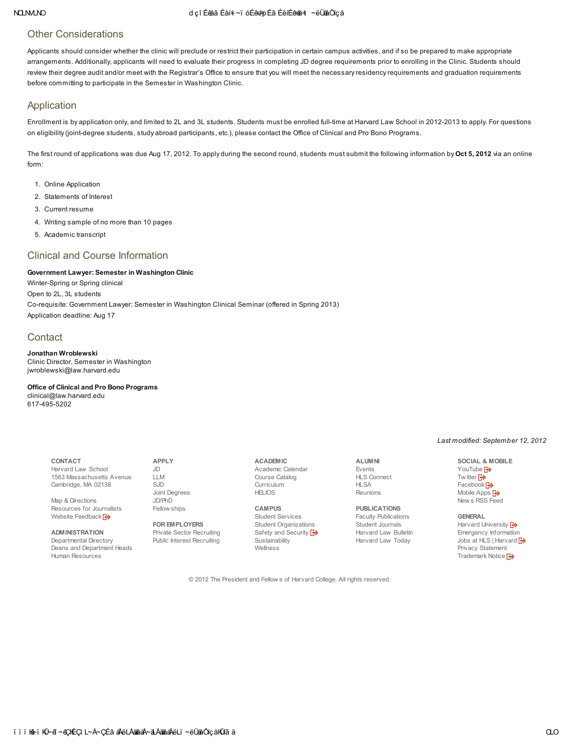## Other Considerations

Applicants should consider whether the clinic will preclude or restrict their participation in certain campus activities, and if so be prepared to make appropriate arrangements. Additionally, applicants will need to evaluate their progress in completing JD degree requirements prior to enrolling in the Clinic. Students should review their degree audit and/or meet with the Registrar's Office to ensure that you will meet the necessary residency requirements and graduation requirements before committing to participate in the Semester in Washington Clinic.

## Application

Enrollment is by application only, and limited to 2L and 3L students. Students must be enrolled full-time at Harvard Law School in 2012-2013 to apply. For questions on eligibility (joint-degree students, study abroad participants, etc.), please contact the Office of Clinical and Pro Bono Programs.

The first round of applications was due Aug 17, 2012. To apply during the second round, students must submit the following information by **Oct 5, 2012** via an online form:

1. Online Application
2. Statements of Interest
3. Current resume
4. Writing sample of no more than 10 pages
5. Academic transcript

## Clinical and Course Information

**Government Lawyer: Semester in Washington Clinic**
Winter-Spring or Spring clinical
Open to 2L, 3L students
Co-requisite: Government Lawyer: Semester in Washington Clinical Seminar (offered in Spring 2013)
Application deadline: Aug 17

## Contact

**Jonathan Wroblewski**
Clinic Director, Semester in Washington
jwroblewski@law.harvard.edu

**Office of Clinical and Pro Bono Programs**
clinical@law.harvard.edu
617-495-5202

*Last modified: September 12, 2012*

**CONTACT**
Harvard Law School
1563 Massachusetts Avenue
Cambridge, MA 02138

Map & Directions
Resources for Journalists
Website Feedback

**ADMINISTRATION**
Departmental Directory
Deans and Department Heads
Human Resources

**APPLY**
JD
LLM
SJD
Joint Degrees
JD/PhD
Fellowships

**FOR EMPLOYERS**
Private Sector Recruiting
Public Interest Recruiting

**ACADEMIC**
Academic Calendar
Course Catalog
Curriculum
HELIOS

**CAMPUS**
Student Services
Student Organizations
Safety and Security
Sustainability
Wellness

**ALUMNI**
Events
HLS Connect
HLSA
Reunions

**PUBLICATIONS**
Faculty Publications
Student Journals
Harvard Law Bulletin
Harvard Law Today

**SOCIAL & MOBILE**
YouTube
Twitter
Facebook
Mobile Apps
News RSS Feed

**GENERAL**
Harvard University
Emergency Information
Jobs at HLS | Harvard
Privacy Statement
Trademark Notice

© 2012 The President and Fellows of Harvard College. All rights reserved.